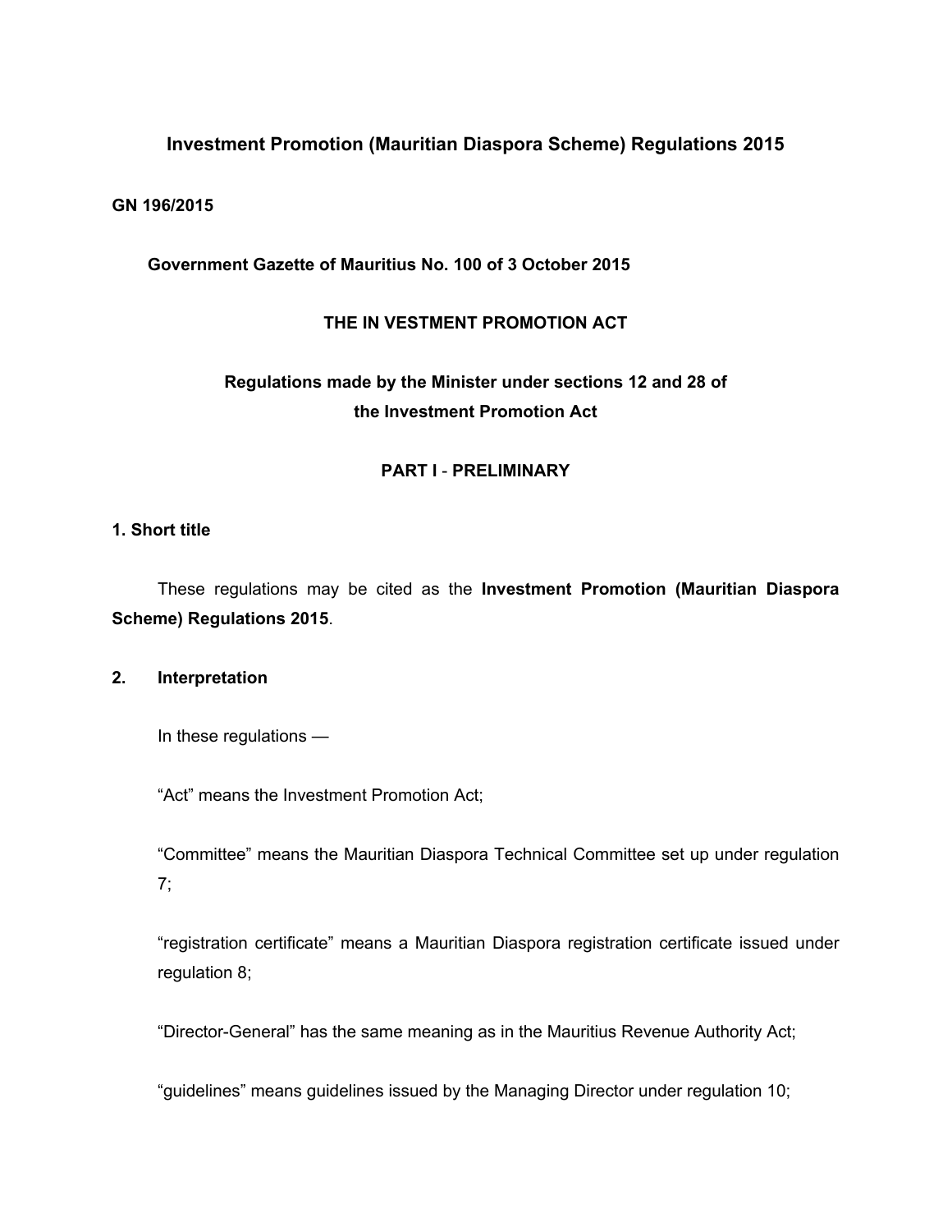# Investment Promotion (Mauritian Diaspora Scheme) Regulations 2015

**GN 196/2015**

**Government Gazette of Mauritius No. 100 of 3 October 2015**

**THE IN VESTMENT PROMOTION ACT**

**Regulations made by the Minister under sections 12 and 28 of the Investment Promotion Act**

## PART I - PRELIMINARY

### 1. Short title

These regulations may be cited as the **Investment Promotion (Mauritian Diaspora Scheme) Regulations 2015**.

### 2. Interpretation

In these regulations —

“Act” means the Investment Promotion Act;

“Committee” means the Mauritian Diaspora Technical Committee set up under regulation 7;

“registration certificate” means a Mauritian Diaspora registration certificate issued under regulation 8;

“Director-General” has the same meaning as in the Mauritius Revenue Authority Act;

“guidelines” means guidelines issued by the Managing Director under regulation 10;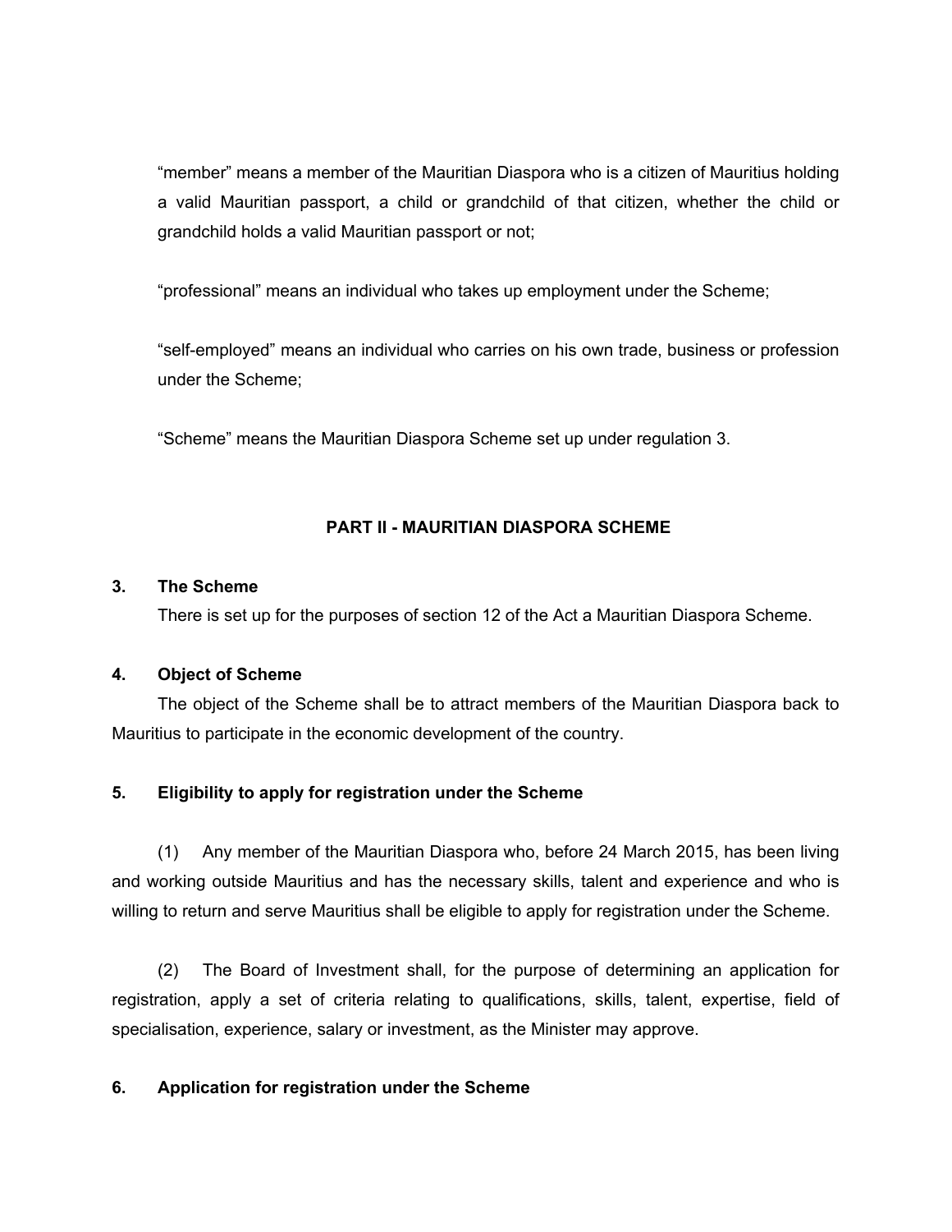"member" means a member of the Mauritian Diaspora who is a citizen of Mauritius holding a valid Mauritian passport, a child or grandchild of that citizen, whether the child or grandchild holds a valid Mauritian passport or not;

"professional" means an individual who takes up employment under the Scheme;

"self-employed" means an individual who carries on his own trade, business or profession under the Scheme;

"Scheme" means the Mauritian Diaspora Scheme set up under regulation 3.

## PART II - MAURITIAN DIASPORA SCHEME

**3. The Scheme**

There is set up for the purposes of section 12 of the Act a Mauritian Diaspora Scheme.

**4. Object of Scheme**

The object of the Scheme shall be to attract members of the Mauritian Diaspora back to Mauritius to participate in the economic development of the country.

**5. Eligibility to apply for registration under the Scheme**

(1) Any member of the Mauritian Diaspora who, before 24 March 2015, has been living and working outside Mauritius and has the necessary skills, talent and experience and who is willing to return and serve Mauritius shall be eligible to apply for registration under the Scheme.

(2) The Board of Investment shall, for the purpose of determining an application for registration, apply a set of criteria relating to qualifications, skills, talent, expertise, field of specialisation, experience, salary or investment, as the Minister may approve.

**6. Application for registration under the Scheme**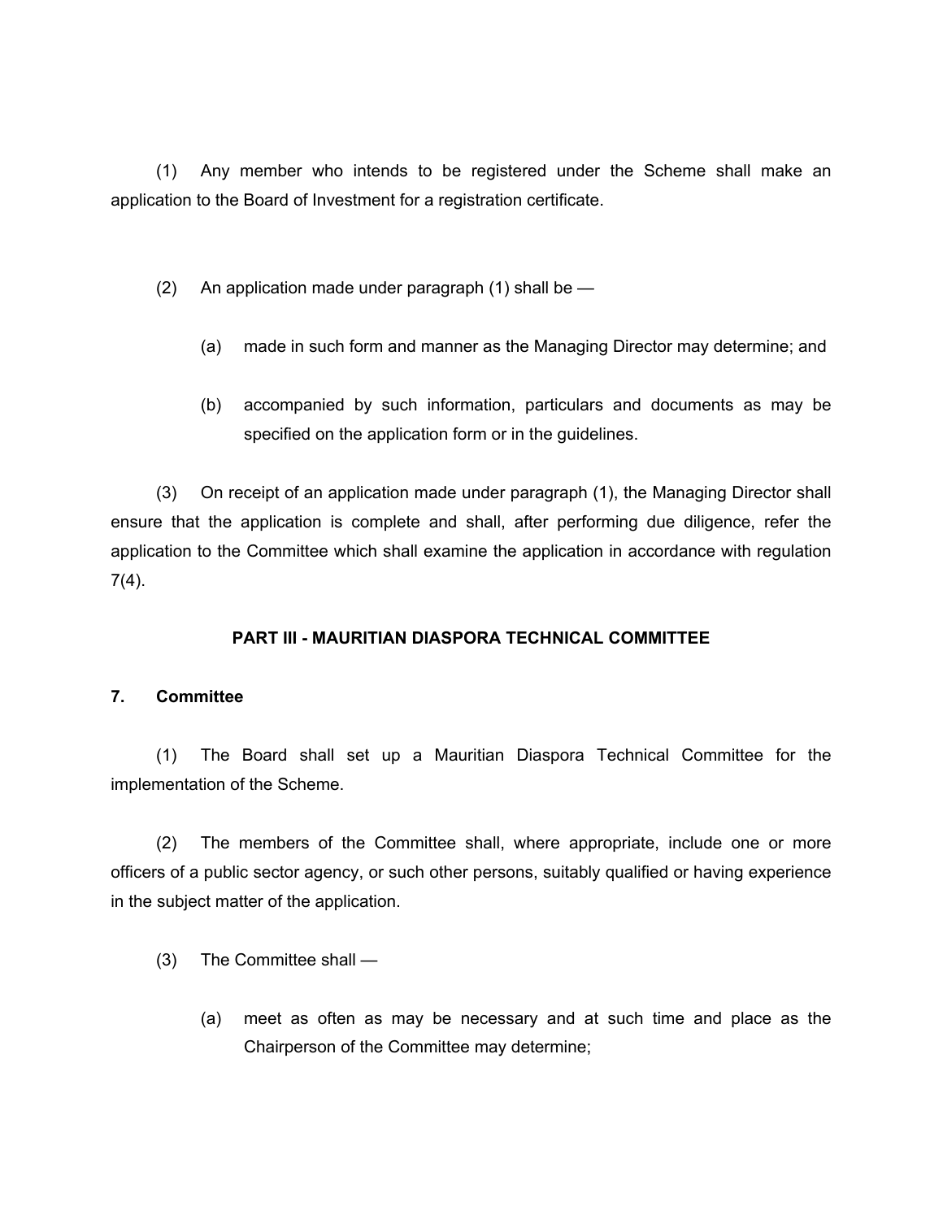(1) Any member who intends to be registered under the Scheme shall make an application to the Board of Investment for a registration certificate.

(2) An application made under paragraph (1) shall be —

(a) made in such form and manner as the Managing Director may determine; and

(b) accompanied by such information, particulars and documents as may be specified on the application form or in the guidelines.

(3) On receipt of an application made under paragraph (1), the Managing Director shall ensure that the application is complete and shall, after performing due diligence, refer the application to the Committee which shall examine the application in accordance with regulation 7(4).

## PART III - MAURITIAN DIASPORA TECHNICAL COMMITTEE

### 7. Committee

(1) The Board shall set up a Mauritian Diaspora Technical Committee for the implementation of the Scheme.

(2) The members of the Committee shall, where appropriate, include one or more officers of a public sector agency, or such other persons, suitably qualified or having experience in the subject matter of the application.

(3) The Committee shall —

(a) meet as often as may be necessary and at such time and place as the Chairperson of the Committee may determine;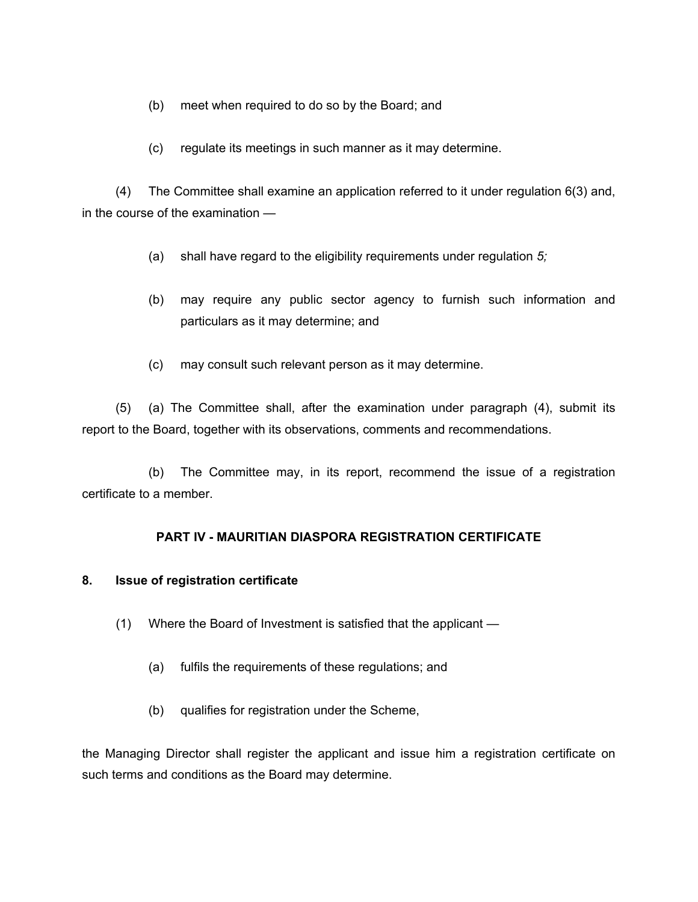(b) meet when required to do so by the Board; and

(c) regulate its meetings in such manner as it may determine.

(4) The Committee shall examine an application referred to it under regulation 6(3) and, in the course of the examination —

(a) shall have regard to the eligibility requirements under regulation *5;*

(b) may require any public sector agency to furnish such information and particulars as it may determine; and

(c) may consult such relevant person as it may determine.

(5) (a) The Committee shall, after the examination under paragraph (4), submit its report to the Board, together with its observations, comments and recommendations.

(b) The Committee may, in its report, recommend the issue of a registration certificate to a member.

## PART IV - MAURITIAN DIASPORA REGISTRATION CERTIFICATE

### 8. Issue of registration certificate

(1) Where the Board of Investment is satisfied that the applicant —

(a) fulfils the requirements of these regulations; and

(b) qualifies for registration under the Scheme,

the Managing Director shall register the applicant and issue him a registration certificate on such terms and conditions as the Board may determine.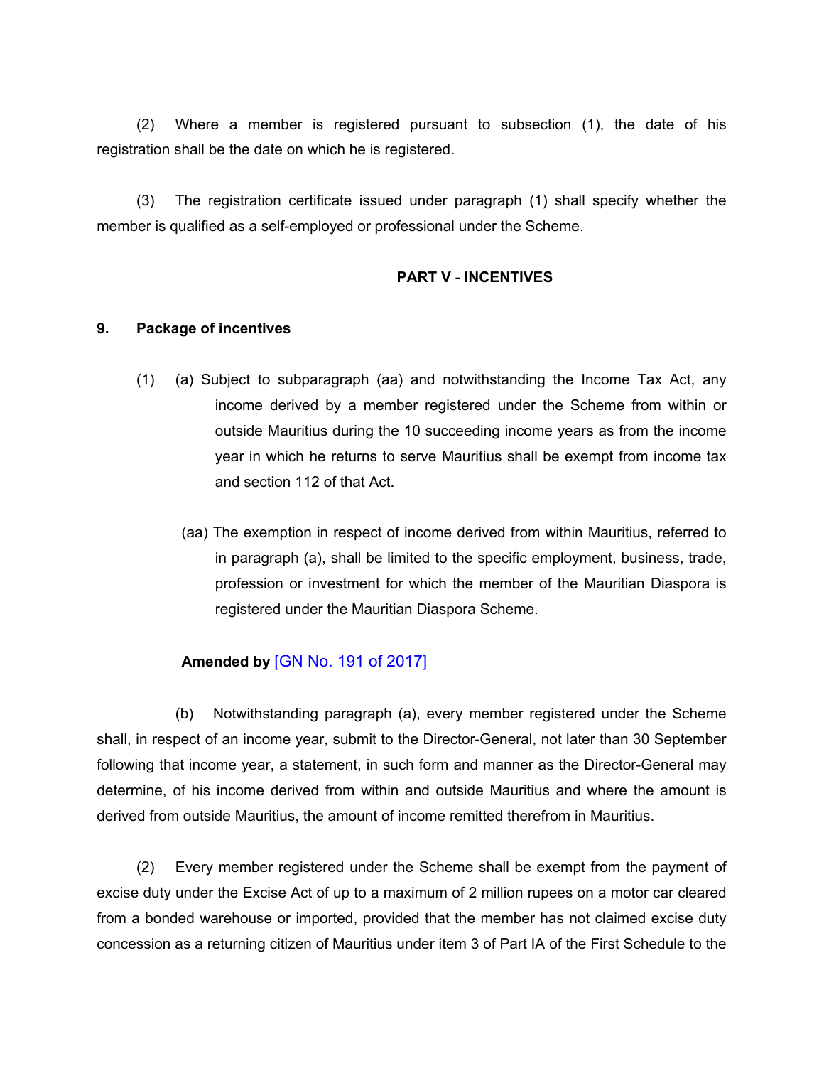(2) Where a member is registered pursuant to subsection (1), the date of his registration shall be the date on which he is registered.

(3) The registration certificate issued under paragraph (1) shall specify whether the member is qualified as a self-employed or professional under the Scheme.

## PART V - INCENTIVES

### 9. Package of incentives

(1) (a) Subject to subparagraph (aa) and notwithstanding the Income Tax Act, any income derived by a member registered under the Scheme from within or outside Mauritius during the 10 succeeding income years as from the income year in which he returns to serve Mauritius shall be exempt from income tax and section 112 of that Act.

(aa) The exemption in respect of income derived from within Mauritius, referred to in paragraph (a), shall be limited to the specific employment, business, trade, profession or investment for which the member of the Mauritian Diaspora is registered under the Mauritian Diaspora Scheme.

**Amended by** [GN No. 191 of 2017]

(b) Notwithstanding paragraph (a), every member registered under the Scheme shall, in respect of an income year, submit to the Director-General, not later than 30 September following that income year, a statement, in such form and manner as the Director-General may determine, of his income derived from within and outside Mauritius and where the amount is derived from outside Mauritius, the amount of income remitted therefrom in Mauritius.

(2) Every member registered under the Scheme shall be exempt from the payment of excise duty under the Excise Act of up to a maximum of 2 million rupees on a motor car cleared from a bonded warehouse or imported, provided that the member has not claimed excise duty concession as a returning citizen of Mauritius under item 3 of Part IA of the First Schedule to the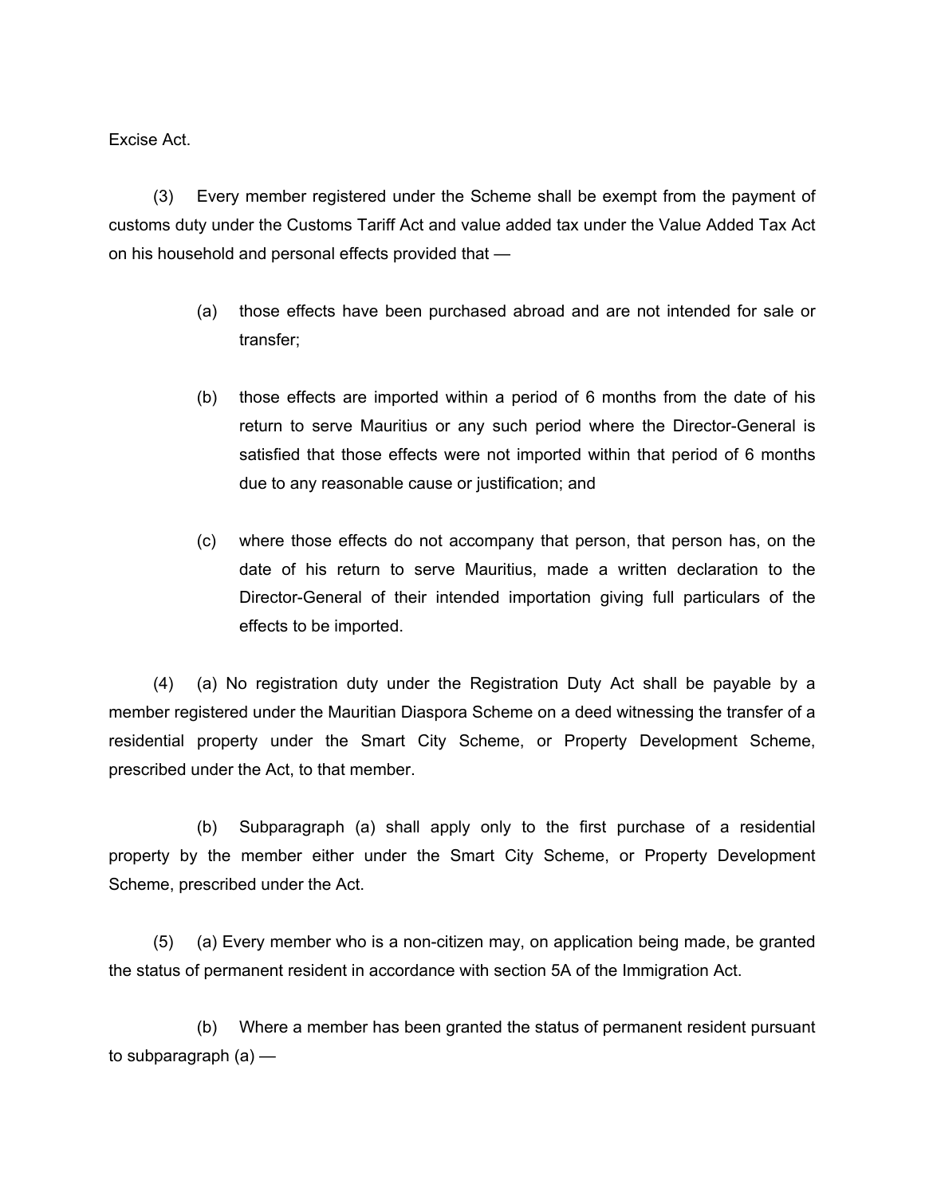Excise Act.

(3) Every member registered under the Scheme shall be exempt from the payment of customs duty under the Customs Tariff Act and value added tax under the Value Added Tax Act on his household and personal effects provided that —

(a) those effects have been purchased abroad and are not intended for sale or transfer;

(b) those effects are imported within a period of 6 months from the date of his return to serve Mauritius or any such period where the Director-General is satisfied that those effects were not imported within that period of 6 months due to any reasonable cause or justification; and

(c) where those effects do not accompany that person, that person has, on the date of his return to serve Mauritius, made a written declaration to the Director-General of their intended importation giving full particulars of the effects to be imported.

(4) (a) No registration duty under the Registration Duty Act shall be payable by a member registered under the Mauritian Diaspora Scheme on a deed witnessing the transfer of a residential property under the Smart City Scheme, or Property Development Scheme, prescribed under the Act, to that member.

(b) Subparagraph (a) shall apply only to the first purchase of a residential property by the member either under the Smart City Scheme, or Property Development Scheme, prescribed under the Act.

(5) (a) Every member who is a non-citizen may, on application being made, be granted the status of permanent resident in accordance with section 5A of the Immigration Act.

(b) Where a member has been granted the status of permanent resident pursuant to subparagraph (a) —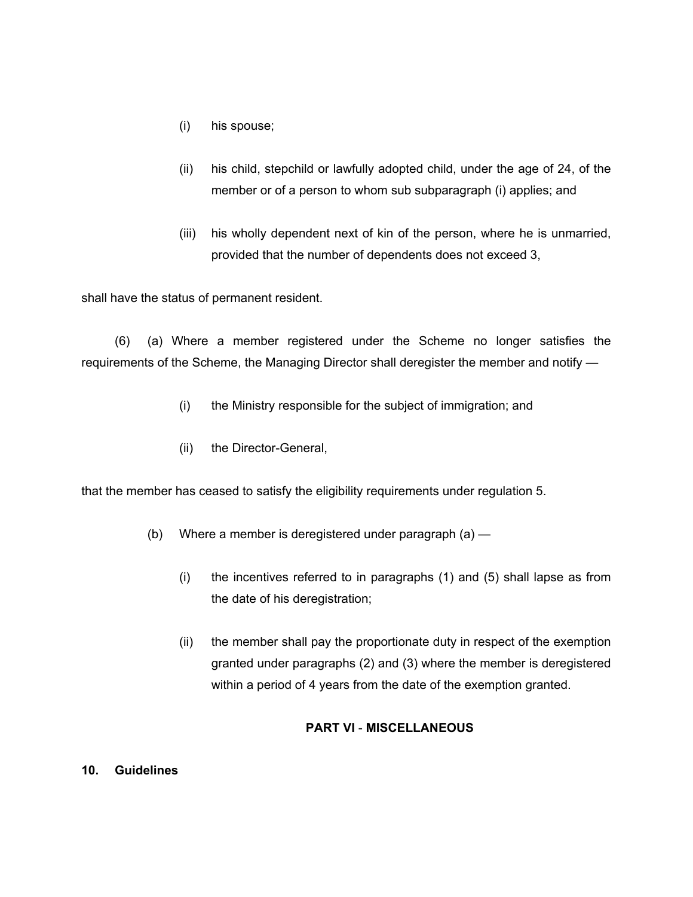(i) his spouse;

(ii) his child, stepchild or lawfully adopted child, under the age of 24, of the member or of a person to whom sub subparagraph (i) applies; and

(iii) his wholly dependent next of kin of the person, where he is unmarried, provided that the number of dependents does not exceed 3,

shall have the status of permanent resident.

(6) (a) Where a member registered under the Scheme no longer satisfies the requirements of the Scheme, the Managing Director shall deregister the member and notify —

(i) the Ministry responsible for the subject of immigration; and

(ii) the Director-General,

that the member has ceased to satisfy the eligibility requirements under regulation 5.

(b) Where a member is deregistered under paragraph (a) —

(i) the incentives referred to in paragraphs (1) and (5) shall lapse as from the date of his deregistration;

(ii) the member shall pay the proportionate duty in respect of the exemption granted under paragraphs (2) and (3) where the member is deregistered within a period of 4 years from the date of the exemption granted.

## PART VI - MISCELLANEOUS

### 10. Guidelines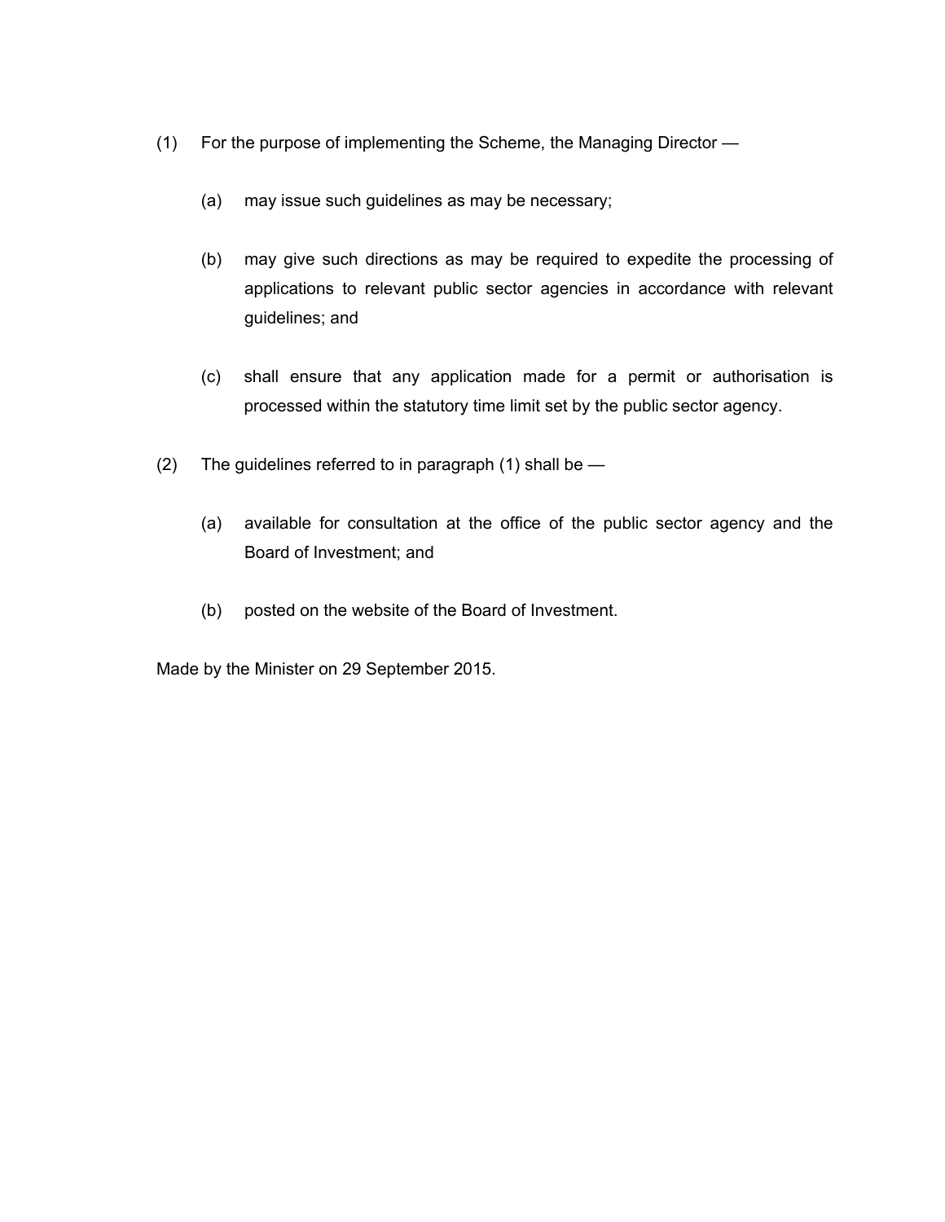(1) For the purpose of implementing the Scheme, the Managing Director —

   (a) may issue such guidelines as may be necessary;

   (b) may give such directions as may be required to expedite the processing of applications to relevant public sector agencies in accordance with relevant guidelines; and

   (c) shall ensure that any application made for a permit or authorisation is processed within the statutory time limit set by the public sector agency.

(2) The guidelines referred to in paragraph (1) shall be —

   (a) available for consultation at the office of the public sector agency and the Board of Investment; and

   (b) posted on the website of the Board of Investment.

Made by the Minister on 29 September 2015.